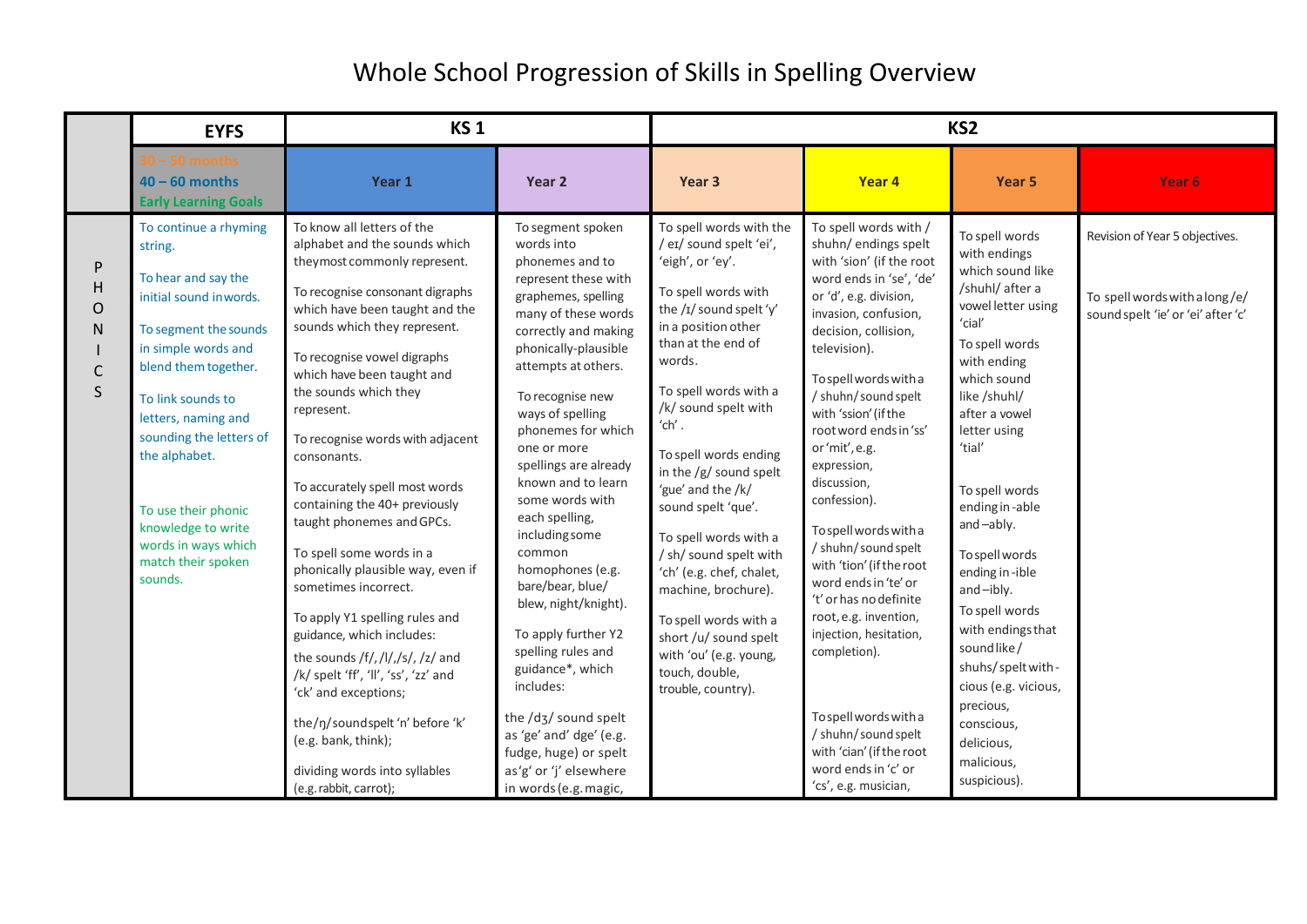# Whole School Progression of Skills in Spelling Overview

| | EYFS | KS 1 | | KS2 | | | |
|---|---|---|---|---|---|---|---|
| | 30 – 50 months<br>40 – 60 months<br>Early Learning Goals | Year 1 | Year 2 | Year 3 | Year 4 | Year 5 | Year 6 |
| PHONICS | To continue a rhyming string.<br><br>To hear and say the initial sound in words.<br><br>To segment the sounds in simple words and blend them together.<br><br>To link sounds to letters, naming and sounding the letters of the alphabet.<br><br>To use their phonic knowledge to write words in ways which match their spoken sounds. | To know all letters of the alphabet and the sounds which they most commonly represent.<br><br>To recognise consonant digraphs which have been taught and the sounds which they represent.<br><br>To recognise vowel digraphs which have been taught and the sounds which they represent.<br><br>To recognise words with adjacent consonants.<br><br>To accurately spell most words containing the 40+ previously taught phonemes and GPCs.<br><br>To spell some words in a phonically plausible way, even if sometimes incorrect.<br><br>To apply Y1 spelling rules and guidance, which includes:<br><br>the sounds /f/, /l/,/s/, /z/ and /k/ spelt 'ff', 'll', 'ss', 'zz' and 'ck' and exceptions;<br><br>the /ŋ/ sound spelt 'n' before 'k' (e.g. bank, think);<br><br>dividing words into syllables (e.g. rabbit, carrot); | To segment spoken words into phonemes and to represent these with graphemes, spelling many of these words correctly and making phonically-plausible attempts at others.<br><br>To recognise new ways of spelling phonemes for which one or more spellings are already known and to learn some words with each spelling, including some common homophones (e.g. bare/bear, blue/ blew, night/knight).<br><br>To apply further Y2 spelling rules and guidance*, which includes:<br><br>the /dʒ/ sound spelt as 'ge' and' dge' (e.g. fudge, huge) or spelt as 'g' or 'j' elsewhere in words (e.g. magic, | To spell words with the / eɪ/ sound spelt 'ei', 'eigh', or 'ey'.<br><br>To spell words with the /ɪ/ sound spelt 'y' in a position other than at the end of words.<br><br>To spell words with a /k/ sound spelt with 'ch'.<br><br>To spell words ending in the /g/ sound spelt 'gue' and the /k/ sound spelt 'que'.<br><br>To spell words with a / sh/ sound spelt with 'ch' (e.g. chef, chalet, machine, brochure).<br><br>To spell words with a short /u/ sound spelt with 'ou' (e.g. young, touch, double, trouble, country). | To spell words with / shuhn/ endings spelt with 'sion' (if the root word ends in 'se', 'de' or 'd', e.g. division, invasion, confusion, decision, collision, television).<br><br>To spell words with a / shuhn/ sound spelt with 'ssion' (if the root word ends in 'ss' or 'mit', e.g. expression, discussion, confession).<br><br>To spell words with a / shuhn/ sound spelt with 'tion' (if the root word ends in 'te' or 't' or has no definite root, e.g. invention, injection, hesitation, completion).<br><br>To spell words with a / shuhn/ sound spelt with 'cian' (if the root word ends in 'c' or 'cs', e.g. musician, | To spell words with endings which sound like /shuhl/ after a vowel letter using 'cial'<br><br>To spell words with ending which sound like /shuhl/ after a vowel letter using 'tial'<br><br>To spell words ending in -able and –ably.<br><br>To spell words ending in -ible and –ibly.<br><br>To spell words with endings that sound like / shuhs/ spelt with -cious (e.g. vicious, precious, conscious, delicious, malicious, suspicious). | Revision of Year 5 objectives.<br><br>To spell words with a long /e/ sound spelt 'ie' or 'ei' after 'c' |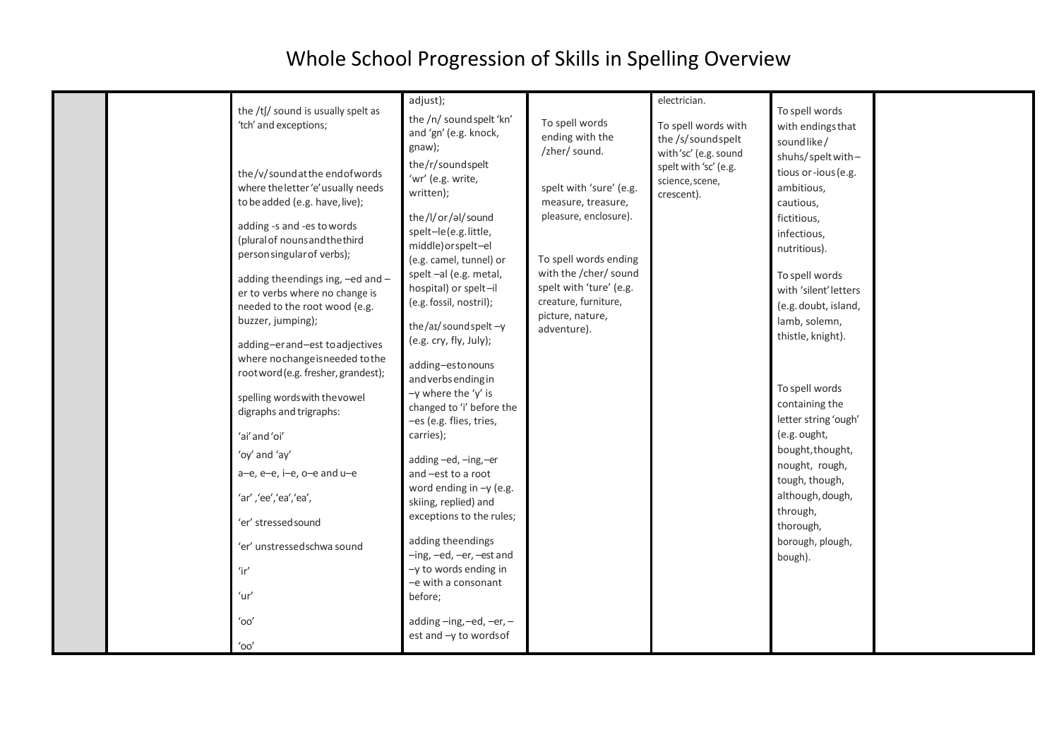# Whole School Progression of Skills in Spelling Overview

| | | | | | | | |
|---|---|---|---|---|---|---|---|
| | | the /tʃ/ sound is usually spelt as 'tch' and exceptions;<br><br>the /v/ sound at the end of words where the letter 'e' usually needs to be added (e.g. have, live);<br><br>adding -s and -es to words (plural of nouns and the third person singular of verbs);<br><br>adding the endings ing, –ed and –er to verbs where no change is needed to the root wood (e.g. buzzer, jumping);<br><br>adding–er and–est to adjectives where no change is needed to the root word (e.g. fresher, grandest);<br><br>spelling words with the vowel digraphs and trigraphs:<br><br>'ai' and 'oi'<br><br>'oy' and 'ay'<br><br>a–e, e–e, i–e, o–e and u–e<br><br>'ar' ,'ee','ea','ea',<br><br>'er' stressed sound<br><br>'er' unstressed schwa sound<br><br>'ir'<br><br>'ur'<br><br>'oo'<br><br>'oo' | adjust);<br><br>the /n/ sound spelt 'kn' and 'gn' (e.g. knock, gnaw);<br><br>the /r/ sound spelt 'wr' (e.g. write, written);<br><br>the /l/ or /əl/ sound spelt –le (e.g. little, middle) or spelt –el (e.g. camel, tunnel) or spelt –al (e.g. metal, hospital) or spelt –il (e.g. fossil, nostril);<br><br>the /aɪ/ sound spelt –y (e.g. cry, fly, July);<br><br>adding –es to nouns and verbs ending in –y where the 'y' is changed to 'i' before the –es (e.g. flies, tries, carries);<br><br>adding –ed, –ing, –er and –est to a root word ending in –y (e.g. skiing, replied) and exceptions to the rules;<br><br>adding the endings –ing, –ed, –er, –est and –y to words ending in –e with a consonant before;<br><br>adding –ing, –ed, –er, –est and –y to words of | To spell words ending with the /zher/ sound.<br><br>spelt with 'sure' (e.g. measure, treasure, pleasure, enclosure).<br><br>To spell words ending with the /cher/ sound spelt with 'ture' (e.g. creature, furniture, picture, nature, adventure). | electrician.<br><br>To spell words with the /s/ sound spelt with 'sc' (e.g. sound spelt with 'sc' (e.g. science, scene, crescent). | To spell words with endings that sound like /shuhs/ spelt with –tious or -ious (e.g. ambitious, cautious, fictitious, infectious, nutritious).<br><br>To spell words with 'silent' letters (e.g. doubt, island, lamb, solemn, thistle, knight).<br><br>To spell words containing the letter string 'ough' (e.g. ought, bought, thought, nought, rough, tough, though, although, dough, through, thorough, borough, plough, bough). | |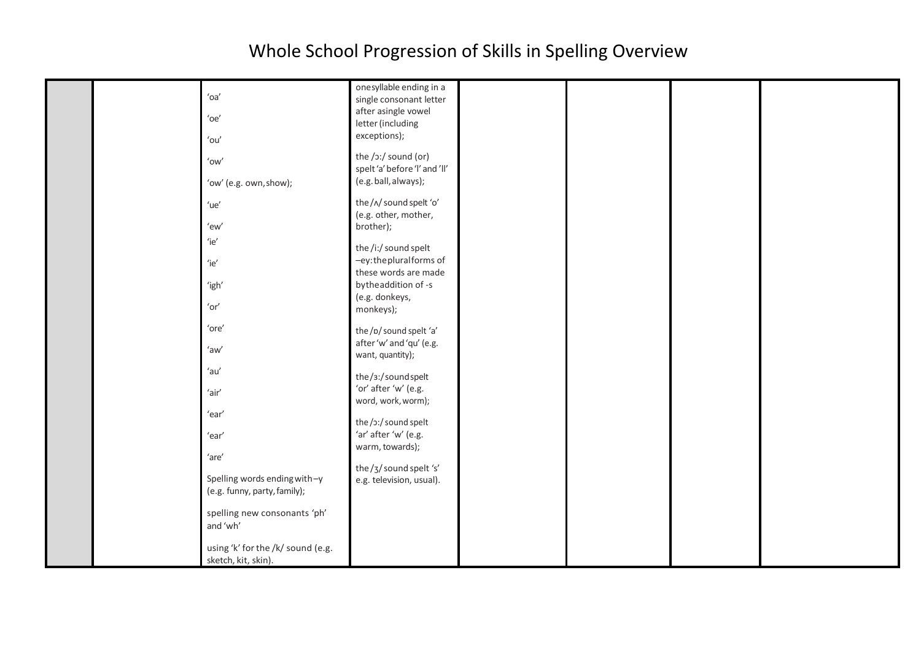# Whole School Progression of Skills in Spelling Overview

| | | | | | | | |
|---|---|---|---|---|---|---|---|
| | | 'oa'<br><br>'oe'<br><br>'ou'<br><br>'ow'<br><br>'ow' (e.g. own, show);<br><br>'ue'<br><br>'ew'<br>'ie'<br><br>'ie'<br><br>'igh'<br><br>'or'<br><br>'ore'<br><br>'aw'<br><br>'au'<br><br>'air'<br><br>'ear'<br><br>'ear'<br><br>'are'<br><br>Spelling words ending with –y (e.g. funny, party, family);<br><br>spelling new consonants 'ph' and 'wh'<br><br>using 'k' for the /k/ sound (e.g. sketch, kit, skin). | onesyllable ending in a single consonant letter after asingle vowel letter (including exceptions);<br><br>the /ɔ:/ sound (or) spelt 'a' before 'l' and 'll' (e.g. ball, always);<br><br>the /ʌ/ sound spelt 'o' (e.g. other, mother, brother);<br><br>the /i:/ sound spelt –ey: the plural forms of these words are made by the addition of -s (e.g. donkeys, monkeys);<br><br>the /ɒ/ sound spelt 'a' after 'w' and 'qu' (e.g. want, quantity);<br><br>the /ɜ:/ sound spelt 'or' after 'w' (e.g. word, work, worm);<br><br>the /ɔ:/ sound spelt 'ar' after 'w' (e.g. warm, towards);<br><br>the /ʒ/ sound spelt 's' e.g. television, usual). | | | | |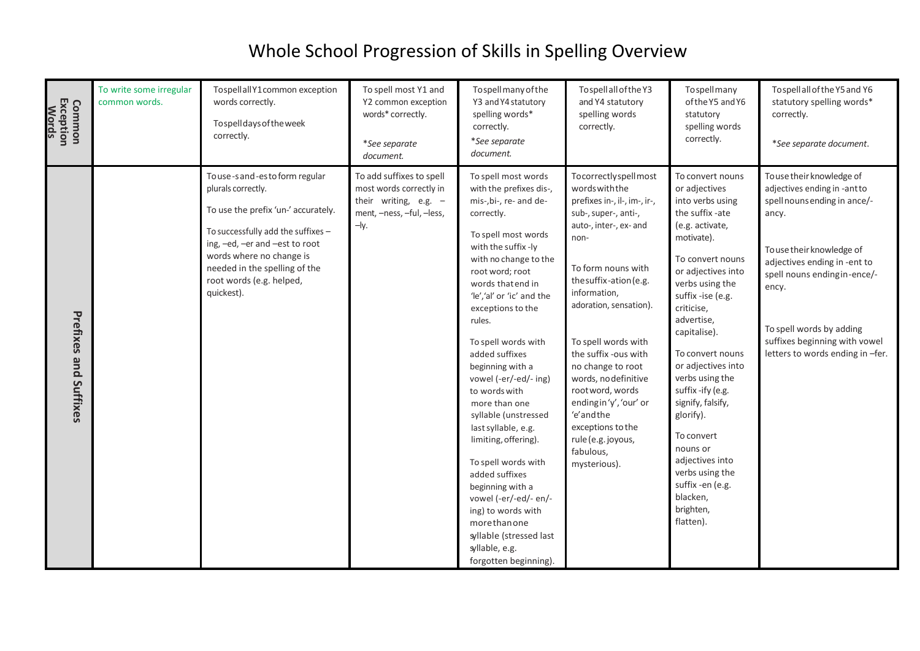# Whole School Progression of Skills in Spelling Overview

| | | | | | | | |
|---|---|---|---|---|---|---|---|
| **Common Exception Words** | To write some irregular common words. | To spell all Y1 common exception words correctly.<br><br>To spell days of the week correctly. | To spell most Y1 and Y2 common exception words* correctly.<br><br>*\*See separate document.* | To spell many of the Y3 and Y4 statutory spelling words* correctly.<br><br>*\*See separate document.* | To spell all of the Y3 and Y4 statutory spelling words correctly. | To spell many of the Y5 and Y6 statutory spelling words correctly. | To spell all of the Y5 and Y6 statutory spelling words* correctly.<br><br>*\*See separate document.* |
| **Prefixes and Suffixes** | | To use -s and -es to form regular plurals correctly.<br><br>To use the prefix 'un-' accurately.<br><br>To successfully add the suffixes –ing, –ed, –er and –est to root words where no change is needed in the spelling of the root words (e.g. helped, quickest). | To add suffixes to spell most words correctly in their writing, e.g. –ment, –ness, –ful, –less, –ly. | To spell most words with the prefixes dis-, mis-, bi-, re- and de- correctly.<br><br>To spell most words with the suffix -ly with no change to the root word; root words that end in 'le', 'al' or 'ic' and the exceptions to the rules.<br><br>To spell words with added suffixes beginning with a vowel (-er/-ed/- ing) to words with more than one syllable (unstressed last syllable, e.g. limiting, offering).<br><br>To spell words with added suffixes beginning with a vowel (-er/-ed/- en/-ing) to words with more than one syllable (stressed last syllable, e.g. forgotten beginning). | To correctly spell most words with the prefixes in-, il-, im-, ir-, sub-, super-, anti-, auto-, inter-, ex- and non-<br><br>To form nouns with the suffix -ation (e.g. information, adoration, sensation).<br><br>To spell words with the suffix -ous with no change to root words, no definitive root word, words ending in 'y', 'our' or 'e' and the exceptions to the rule (e.g. joyous, fabulous, mysterious). | To convert nouns or adjectives into verbs using the suffix -ate (e.g. activate, motivate).<br><br>To convert nouns or adjectives into verbs using the suffix -ise (e.g. criticise, advertise, capitalise).<br><br>To convert nouns or adjectives into verbs using the suffix -ify (e.g. signify, falsify, glorify).<br><br>To convert nouns or adjectives into verbs using the suffix -en (e.g. blacken, brighten, flatten). | To use their knowledge of adjectives ending in -ant to spell nouns ending in ance/-ancy.<br><br>To use their knowledge of adjectives ending in -ent to spell nouns ending in -ence/-ency.<br><br>To spell words by adding suffixes beginning with vowel letters to words ending in –fer. |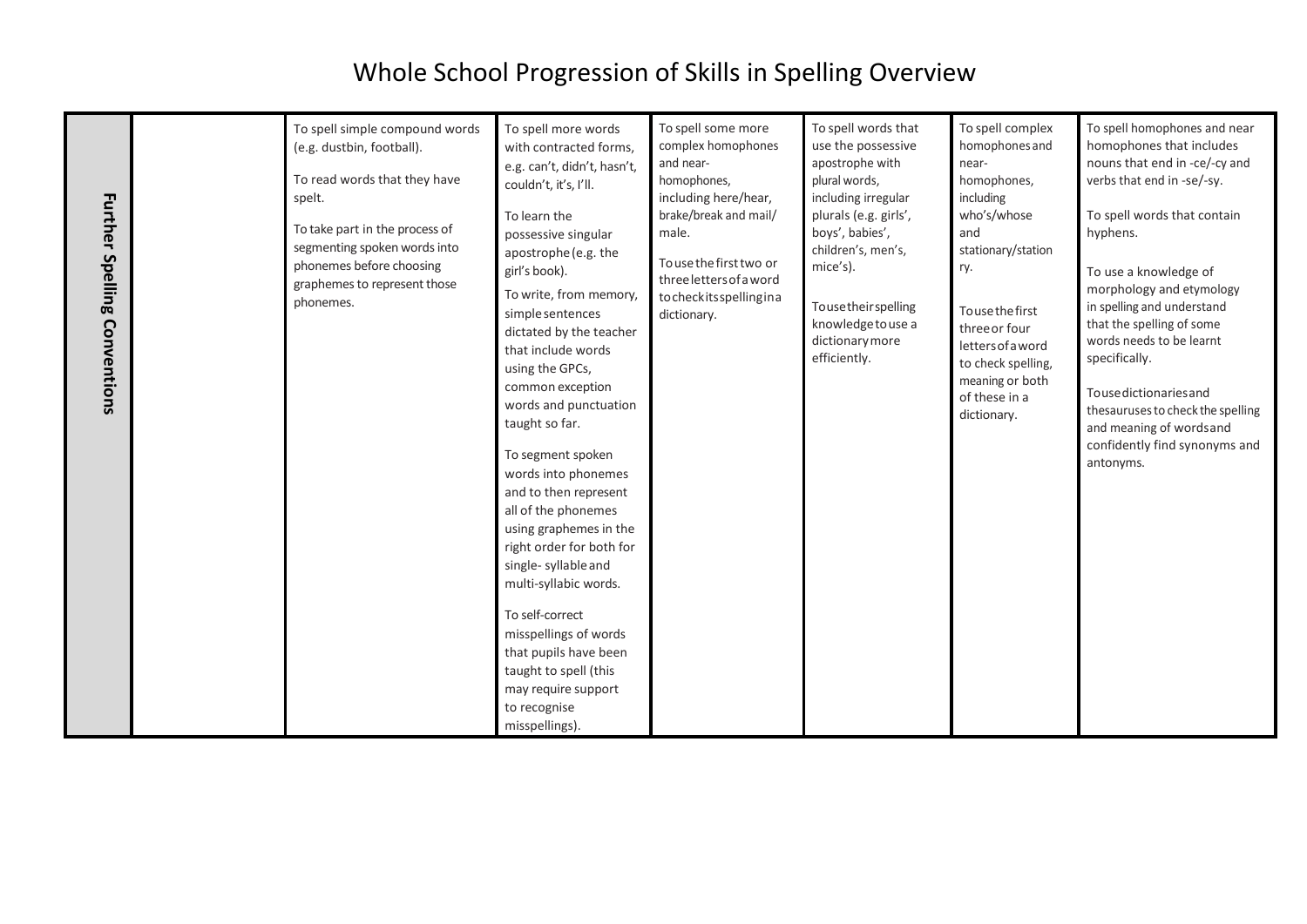# Whole School Progression of Skills in Spelling Overview

| | | | | | | | |
|---|---|---|---|---|---|---|---|
| **Further Spelling Conventions** | | To spell simple compound words (e.g. dustbin, football).<br><br>To read words that they have spelt.<br><br>To take part in the process of segmenting spoken words into phonemes before choosing graphemes to represent those phonemes. | To spell more words with contracted forms, e.g. can't, didn't, hasn't, couldn't, it's, I'll.<br><br>To learn the possessive singular apostrophe (e.g. the girl's book).<br><br>To write, from memory, simple sentences dictated by the teacher that include words using the GPCs, common exception words and punctuation taught so far.<br><br>To segment spoken words into phonemes and to then represent all of the phonemes using graphemes in the right order for both for single- syllable and multi-syllabic words.<br><br>To self-correct misspellings of words that pupils have been taught to spell (this may require support to recognise misspellings). | To spell some more complex homophones and near-homophones, including here/hear, brake/break and mail/male.<br><br>To use the first two or three letters of a word to check its spelling in a dictionary. | To spell words that use the possessive apostrophe with plural words, including irregular plurals (e.g. girls', boys', babies', children's, men's, mice's).<br><br>To use their spelling knowledge to use a dictionary more efficiently. | To spell complex homophones and near-homophones, including who's/whose and stationary/stationry.<br><br>To use the first three or four letters of a word to check spelling, meaning or both of these in a dictionary. | To spell homophones and near homophones that includes nouns that end in -ce/-cy and verbs that end in -se/-sy.<br><br>To spell words that contain hyphens.<br><br>To use a knowledge of morphology and etymology in spelling and understand that the spelling of some words needs to be learnt specifically.<br><br>To use dictionaries and thesauruses to check the spelling and meaning of words and confidently find synonyms and antonyms. |